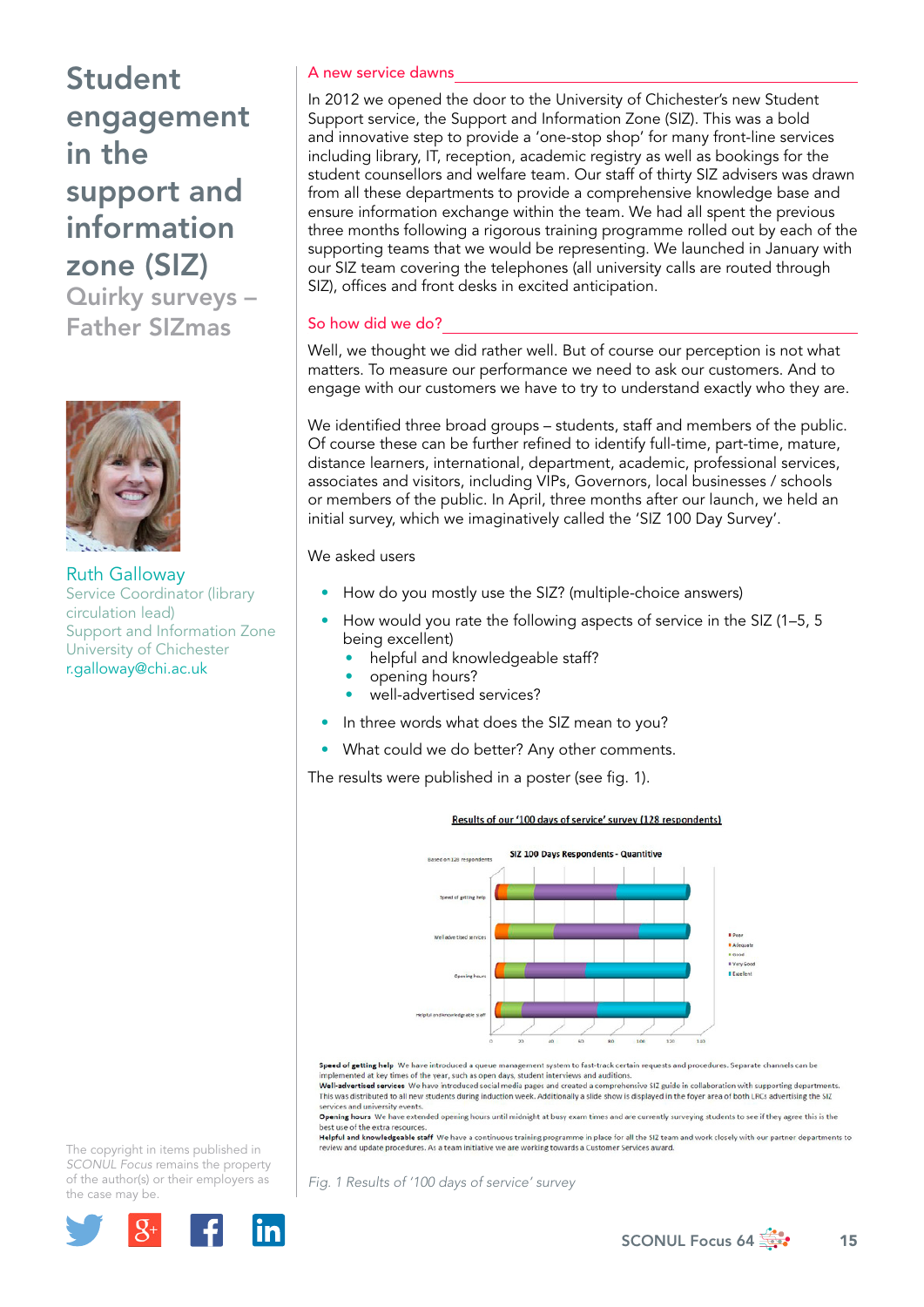# Student engagement in the support and information zone (SIZ)

## Quirky surveys – Father SIZmas

Ruth Galloway
Service Coordinator (library circulation lead)
Support and Information Zone
University of Chichester
r.galloway@chi.ac.uk

### A new service dawns

In 2012 we opened the door to the University of Chichester's new Student Support service, the Support and Information Zone (SIZ). This was a bold and innovative step to provide a 'one-stop shop' for many front-line services including library, IT, reception, academic registry as well as bookings for the student counsellors and welfare team. Our staff of thirty SIZ advisers was drawn from all these departments to provide a comprehensive knowledge base and ensure information exchange within the team. We had all spent the previous three months following a rigorous training programme rolled out by each of the supporting teams that we would be representing. We launched in January with our SIZ team covering the telephones (all university calls are routed through SIZ), offices and front desks in excited anticipation.

### So how did we do?

Well, we thought we did rather well. But of course our perception is not what matters. To measure our performance we need to ask our customers. And to engage with our customers we have to try to understand exactly who they are.

We identified three broad groups – students, staff and members of the public. Of course these can be further refined to identify full-time, part-time, mature, distance learners, international, department, academic, professional services, associates and visitors, including VIPs, Governors, local businesses / schools or members of the public. In April, three months after our launch, we held an initial survey, which we imaginatively called the 'SIZ 100 Day Survey'.

We asked users

- How do you mostly use the SIZ? (multiple-choice answers)
- How would you rate the following aspects of service in the SIZ (1–5, 5 being excellent)
  - helpful and knowledgeable staff?
  - opening hours?
  - well-advertised services?
- In three words what does the SIZ mean to you?
- What could we do better? Any other comments.

The results were published in a poster (see fig. 1).

Results of our '100 days of service' survey (128 respondents)

SIZ 100 Days Respondents - Quantitive

**Speed of getting help** We have introduced a queue management system to fast-track certain requests and procedures. Separate channels can be implemented at key times of the year, such as open days, student interviews and auditions.
**Well-advertised services** We have introduced social media pages and created a comprehensive SIZ guide in collaboration with supporting departments. This was distributed to all new students during induction week. Additionally a slide show is displayed in the foyer area of both LRCs advertising the SIZ services and university events.
**Opening hours** We have extended opening hours until midnight at busy exam times and are currently surveying students to see if they agree this is the best use of the extra resources.
**Helpful and knowledgeable staff** We have a continuous training programme in place for all the SIZ team and work closely with our partner departments to review and update procedures. As a team initiative we are working towards a Customer Services award.

*Fig. 1 Results of '100 days of service' survey*

The copyright in items published in *SCONUL Focus* remains the property of the author(s) or their employers as the case may be.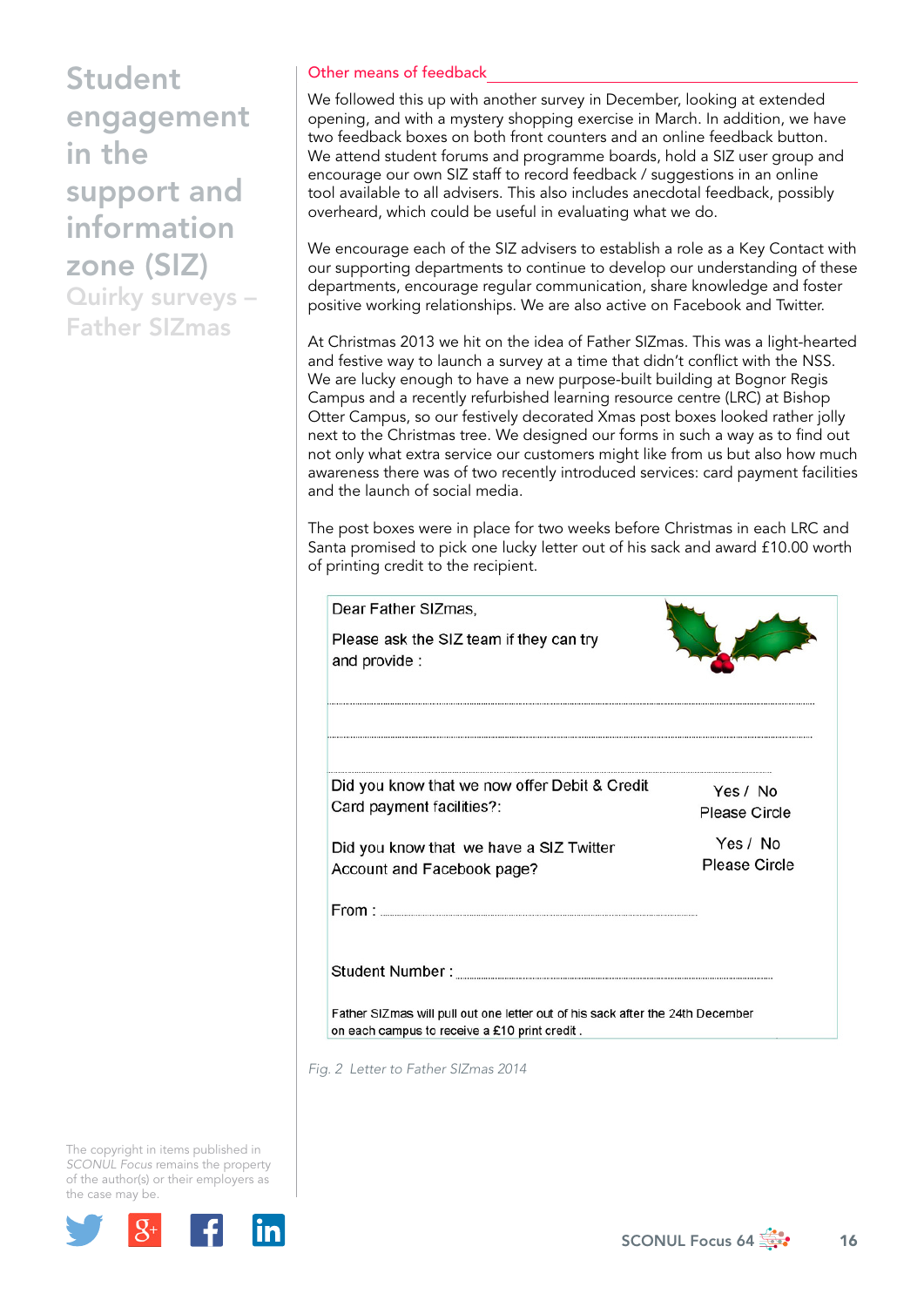# Student engagement in the support and information zone (SIZ)

## Quirky surveys – Father SIZmas

### Other means of feedback

We followed this up with another survey in December, looking at extended opening, and with a mystery shopping exercise in March. In addition, we have two feedback boxes on both front counters and an online feedback button. We attend student forums and programme boards, hold a SIZ user group and encourage our own SIZ staff to record feedback / suggestions in an online tool available to all advisers. This also includes anecdotal feedback, possibly overheard, which could be useful in evaluating what we do.

We encourage each of the SIZ advisers to establish a role as a Key Contact with our supporting departments to continue to develop our understanding of these departments, encourage regular communication, share knowledge and foster positive working relationships. We are also active on Facebook and Twitter.

At Christmas 2013 we hit on the idea of Father SIZmas. This was a light-hearted and festive way to launch a survey at a time that didn't conflict with the NSS. We are lucky enough to have a new purpose-built building at Bognor Regis Campus and a recently refurbished learning resource centre (LRC) at Bishop Otter Campus, so our festively decorated Xmas post boxes looked rather jolly next to the Christmas tree. We designed our forms in such a way as to find out not only what extra service our customers might like from us but also how much awareness there was of two recently introduced services: card payment facilities and the launch of social media.

The post boxes were in place for two weeks before Christmas in each LRC and Santa promised to pick one lucky letter out of his sack and award £10.00 worth of printing credit to the recipient.

Dear Father SIZmas,

Please ask the SIZ team if they can try and provide :

..................................................................................................

..................................................................................................

Did you know that we now offer Debit & Credit Card payment facilities?: Yes / No Please Circle

Did you know that we have a SIZ Twitter Account and Facebook page? Yes / No Please Circle

From : ..................................................................................

Student Number : ..................................................................................

Father SIZmas will pull out one letter out of his sack after the 24th December on each campus to receive a £10 print credit .

*Fig. 2 Letter to Father SIZmas 2014*

The copyright in items published in *SCONUL Focus* remains the property of the author(s) or their employers as the case may be.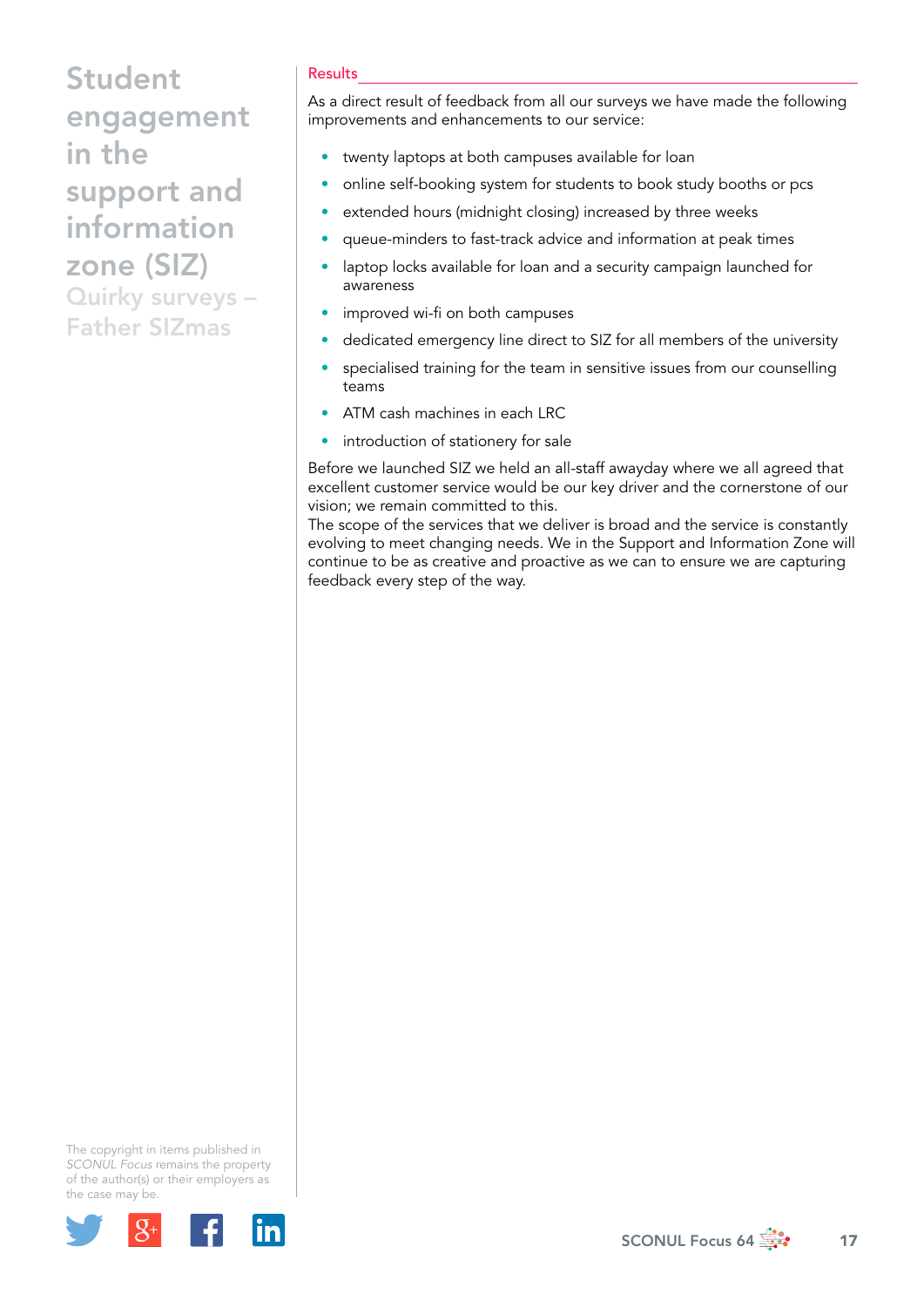# Student engagement in the support and information zone (SIZ)

## Quirky surveys – Father SIZmas

### Results

As a direct result of feedback from all our surveys we have made the following improvements and enhancements to our service:

- twenty laptops at both campuses available for loan
- online self-booking system for students to book study booths or pcs
- extended hours (midnight closing) increased by three weeks
- queue-minders to fast-track advice and information at peak times
- laptop locks available for loan and a security campaign launched for awareness
- improved wi-fi on both campuses
- dedicated emergency line direct to SIZ for all members of the university
- specialised training for the team in sensitive issues from our counselling teams
- ATM cash machines in each LRC
- introduction of stationery for sale

Before we launched SIZ we held an all-staff awayday where we all agreed that excellent customer service would be our key driver and the cornerstone of our vision; we remain committed to this.

The scope of the services that we deliver is broad and the service is constantly evolving to meet changing needs. We in the Support and Information Zone will continue to be as creative and proactive as we can to ensure we are capturing feedback every step of the way.

The copyright in items published in *SCONUL Focus* remains the property of the author(s) or their employers as the case may be.